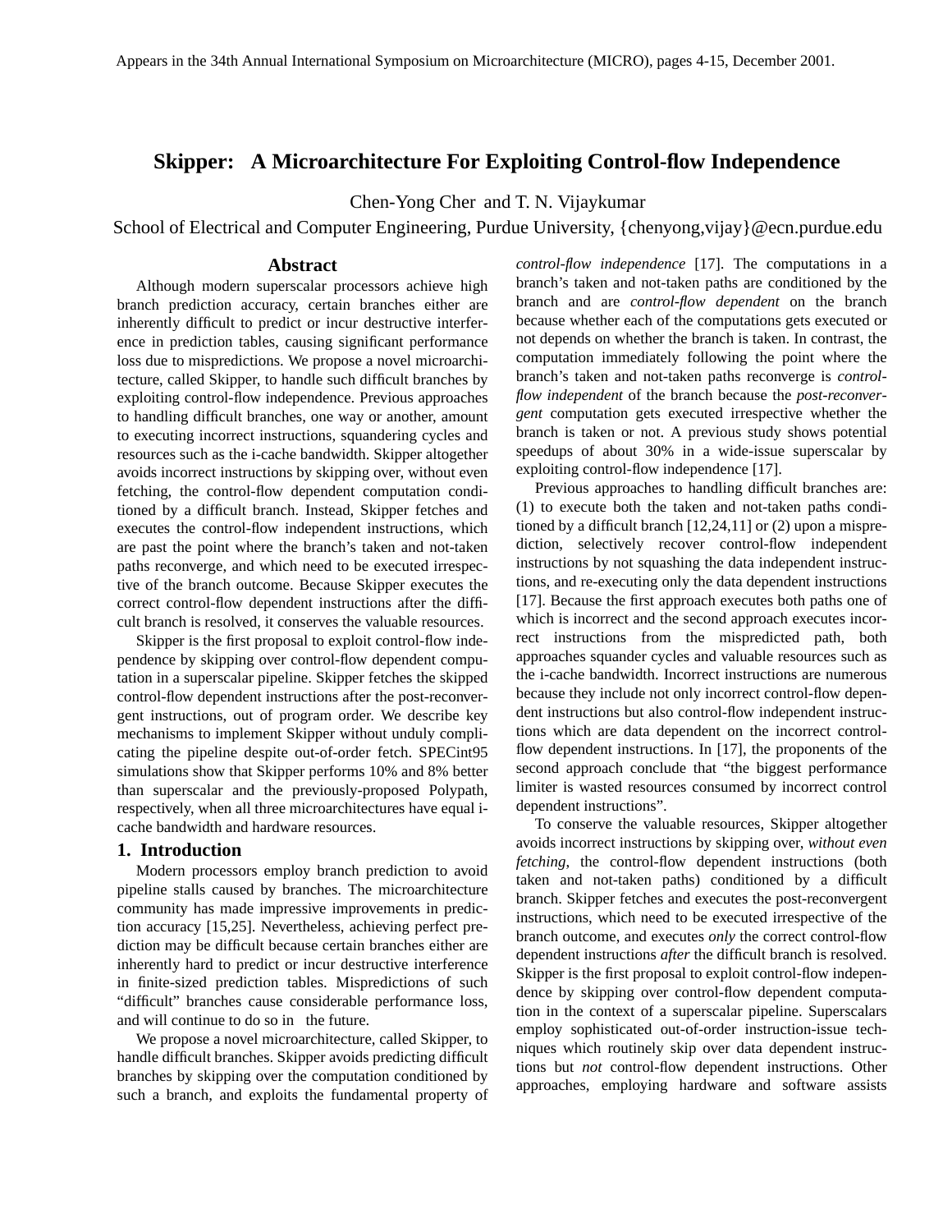Appears in the 34th Annual International Symposium on Microarchitecture (MICRO), pages 4-15, December 2001.

# Skipper: A Microarchitecture For Exploiting Control-flow Independence

Chen-Yong Cher and T. N. Vijaykumar

School of Electrical and Computer Engineering, Purdue University, {chenyong,vijay}@ecn.purdue.edu

## Abstract

Although modern superscalar processors achieve high branch prediction accuracy, certain branches either are inherently difficult to predict or incur destructive interference in prediction tables, causing significant performance loss due to mispredictions. We propose a novel microarchitecture, called Skipper, to handle such difficult branches by exploiting control-flow independence. Previous approaches to handling difficult branches, one way or another, amount to executing incorrect instructions, squandering cycles and resources such as the i-cache bandwidth. Skipper altogether avoids incorrect instructions by skipping over, without even fetching, the control-flow dependent computation conditioned by a difficult branch. Instead, Skipper fetches and executes the control-flow independent instructions, which are past the point where the branch's taken and not-taken paths reconverge, and which need to be executed irrespective of the branch outcome. Because Skipper executes the correct control-flow dependent instructions after the difficult branch is resolved, it conserves the valuable resources.

Skipper is the first proposal to exploit control-flow independence by skipping over control-flow dependent computation in a superscalar pipeline. Skipper fetches the skipped control-flow dependent instructions after the post-reconvergent instructions, out of program order. We describe key mechanisms to implement Skipper without unduly complicating the pipeline despite out-of-order fetch. SPECint95 simulations show that Skipper performs 10% and 8% better than superscalar and the previously-proposed Polypath, respectively, when all three microarchitectures have equal i-cache bandwidth and hardware resources.

## 1. Introduction

Modern processors employ branch prediction to avoid pipeline stalls caused by branches. The microarchitecture community has made impressive improvements in prediction accuracy [15,25]. Nevertheless, achieving perfect prediction may be difficult because certain branches either are inherently hard to predict or incur destructive interference in finite-sized prediction tables. Mispredictions of such "difficult" branches cause considerable performance loss, and will continue to do so in the future.

We propose a novel microarchitecture, called Skipper, to handle difficult branches. Skipper avoids predicting difficult branches by skipping over the computation conditioned by such a branch, and exploits the fundamental property of *control-flow independence* [17]. The computations in a branch's taken and not-taken paths are conditioned by the branch and are *control-flow dependent* on the branch because whether each of the computations gets executed or not depends on whether the branch is taken. In contrast, the computation immediately following the point where the branch's taken and not-taken paths reconverge is *control-flow independent* of the branch because the *post-reconvergent* computation gets executed irrespective whether the branch is taken or not. A previous study shows potential speedups of about 30% in a wide-issue superscalar by exploiting control-flow independence [17].

Previous approaches to handling difficult branches are: (1) to execute both the taken and not-taken paths conditioned by a difficult branch [12,24,11] or (2) upon a misprediction, selectively recover control-flow independent instructions by not squashing the data independent instructions, and re-executing only the data dependent instructions [17]. Because the first approach executes both paths one of which is incorrect and the second approach executes incorrect instructions from the mispredicted path, both approaches squander cycles and valuable resources such as the i-cache bandwidth. Incorrect instructions are numerous because they include not only incorrect control-flow dependent instructions but also control-flow independent instructions which are data dependent on the incorrect control-flow dependent instructions. In [17], the proponents of the second approach conclude that "the biggest performance limiter is wasted resources consumed by incorrect control dependent instructions".

To conserve the valuable resources, Skipper altogether avoids incorrect instructions by skipping over, *without even fetching*, the control-flow dependent instructions (both taken and not-taken paths) conditioned by a difficult branch. Skipper fetches and executes the post-reconvergent instructions, which need to be executed irrespective of the branch outcome, and executes *only* the correct control-flow dependent instructions *after* the difficult branch is resolved. Skipper is the first proposal to exploit control-flow independence by skipping over control-flow dependent computation in the context of a superscalar pipeline. Superscalars employ sophisticated out-of-order instruction-issue techniques which routinely skip over data dependent instructions but *not* control-flow dependent instructions. Other approaches, employing hardware and software assists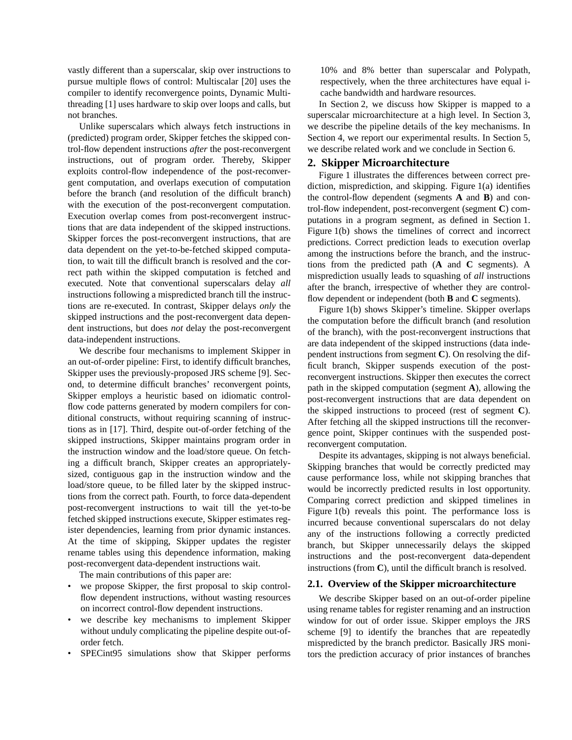vastly different than a superscalar, skip over instructions to pursue multiple flows of control: Multiscalar [20] uses the compiler to identify reconvergence points, Dynamic Multithreading [1] uses hardware to skip over loops and calls, but not branches.

Unlike superscalars which always fetch instructions in (predicted) program order, Skipper fetches the skipped control-flow dependent instructions *after* the post-reconvergent instructions, out of program order. Thereby, Skipper exploits control-flow independence of the post-reconvergent computation, and overlaps execution of computation before the branch (and resolution of the difficult branch) with the execution of the post-reconvergent computation. Execution overlap comes from post-reconvergent instructions that are data independent of the skipped instructions. Skipper forces the post-reconvergent instructions, that are data dependent on the yet-to-be-fetched skipped computation, to wait till the difficult branch is resolved and the correct path within the skipped computation is fetched and executed. Note that conventional superscalars delay *all* instructions following a mispredicted branch till the instructions are re-executed. In contrast, Skipper delays *only* the skipped instructions and the post-reconvergent data dependent instructions, but does *not* delay the post-reconvergent data-independent instructions.

We describe four mechanisms to implement Skipper in an out-of-order pipeline: First, to identify difficult branches, Skipper uses the previously-proposed JRS scheme [9]. Second, to determine difficult branches' reconvergent points, Skipper employs a heuristic based on idiomatic control-flow code patterns generated by modern compilers for conditional constructs, without requiring scanning of instructions as in [17]. Third, despite out-of-order fetching of the skipped instructions, Skipper maintains program order in the instruction window and the load/store queue. On fetching a difficult branch, Skipper creates an appropriately-sized, contiguous gap in the instruction window and the load/store queue, to be filled later by the skipped instructions from the correct path. Fourth, to force data-dependent post-reconvergent instructions to wait till the yet-to-be fetched skipped instructions execute, Skipper estimates register dependencies, learning from prior dynamic instances. At the time of skipping, Skipper updates the register rename tables using this dependence information, making post-reconvergent data-dependent instructions wait.

The main contributions of this paper are:

- we propose Skipper, the first proposal to skip control-flow dependent instructions, without wasting resources on incorrect control-flow dependent instructions.
- we describe key mechanisms to implement Skipper without unduly complicating the pipeline despite out-of-order fetch.
- SPECint95 simulations show that Skipper performs 10% and 8% better than superscalar and Polypath, respectively, when the three architectures have equal i-cache bandwidth and hardware resources.

In Section 2, we discuss how Skipper is mapped to a superscalar microarchitecture at a high level. In Section 3, we describe the pipeline details of the key mechanisms. In Section 4, we report our experimental results. In Section 5, we describe related work and we conclude in Section 6.

## 2. Skipper Microarchitecture

Figure 1 illustrates the differences between correct prediction, misprediction, and skipping. Figure 1(a) identifies the control-flow dependent (segments **A** and **B**) and control-flow independent, post-reconvergent (segment **C**) computations in a program segment, as defined in Section 1. Figure 1(b) shows the timelines of correct and incorrect predictions. Correct prediction leads to execution overlap among the instructions before the branch, and the instructions from the predicted path (**A** and **C** segments). A misprediction usually leads to squashing of *all* instructions after the branch, irrespective of whether they are control-flow dependent or independent (both **B** and **C** segments).

Figure 1(b) shows Skipper's timeline. Skipper overlaps the computation before the difficult branch (and resolution of the branch), with the post-reconvergent instructions that are data independent of the skipped instructions (data independent instructions from segment **C**). On resolving the difficult branch, Skipper suspends execution of the post-reconvergent instructions. Skipper then executes the correct path in the skipped computation (segment **A**), allowing the post-reconvergent instructions that are data dependent on the skipped instructions to proceed (rest of segment **C**). After fetching all the skipped instructions till the reconvergence point, Skipper continues with the suspended post-reconvergent computation.

Despite its advantages, skipping is not always beneficial. Skipping branches that would be correctly predicted may cause performance loss, while not skipping branches that would be incorrectly predicted results in lost opportunity. Comparing correct prediction and skipped timelines in Figure 1(b) reveals this point. The performance loss is incurred because conventional superscalars do not delay any of the instructions following a correctly predicted branch, but Skipper unnecessarily delays the skipped instructions and the post-reconvergent data-dependent instructions (from **C**), until the difficult branch is resolved.

### 2.1. Overview of the Skipper microarchitecture

We describe Skipper based on an out-of-order pipeline using rename tables for register renaming and an instruction window for out of order issue. Skipper employs the JRS scheme [9] to identify the branches that are repeatedly mispredicted by the branch predictor. Basically JRS monitors the prediction accuracy of prior instances of branches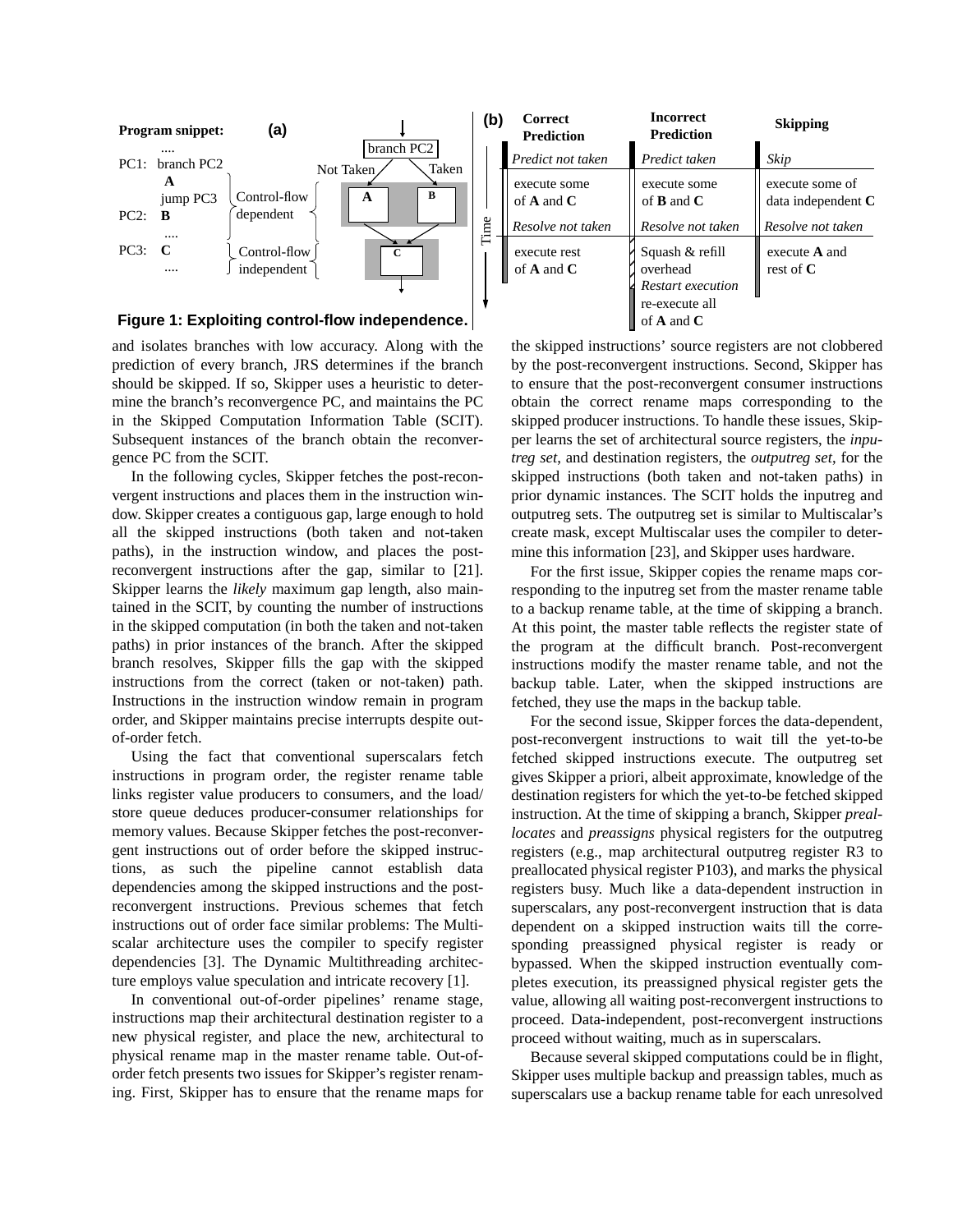**Program snippet:** **(a)**

```
       ....
PC1:   branch PC2
       A
       jump PC3        Control-flow dependent
PC2:   B
       ....
PC3:   C               Control-flow independent
       ....
```

**(b)**

| Correct Prediction | Incorrect Prediction | Skipping |
| --- | --- | --- |
| *Predict not taken* | *Predict taken* | *Skip* |
| execute some of **A** and **C** | execute some of **B** and **C** | execute some of data independent **C** |
| *Resolve not taken* | *Resolve not taken* | *Resolve not taken* |
| execute rest of **A** and **C** | Squash & refill overhead *Restart execution* re-execute all of **A** and **C** | execute **A** and rest of **C** |

**Figure 1: Exploiting control-flow independence.**

and isolates branches with low accuracy. Along with the prediction of every branch, JRS determines if the branch should be skipped. If so, Skipper uses a heuristic to determine the branch's reconvergence PC, and maintains the PC in the Skipped Computation Information Table (SCIT). Subsequent instances of the branch obtain the reconvergence PC from the SCIT.

In the following cycles, Skipper fetches the post-reconvergent instructions and places them in the instruction window. Skipper creates a contiguous gap, large enough to hold all the skipped instructions (both taken and not-taken paths), in the instruction window, and places the post-reconvergent instructions after the gap, similar to [21]. Skipper learns the *likely* maximum gap length, also maintained in the SCIT, by counting the number of instructions in the skipped computation (in both the taken and not-taken paths) in prior instances of the branch. After the skipped branch resolves, Skipper fills the gap with the skipped instructions from the correct (taken or not-taken) path. Instructions in the instruction window remain in program order, and Skipper maintains precise interrupts despite out-of-order fetch.

Using the fact that conventional superscalars fetch instructions in program order, the register rename table links register value producers to consumers, and the load/store queue deduces producer-consumer relationships for memory values. Because Skipper fetches the post-reconvergent instructions out of order before the skipped instructions, as such the pipeline cannot establish data dependencies among the skipped instructions and the post-reconvergent instructions. Previous schemes that fetch instructions out of order face similar problems: The Multiscalar architecture uses the compiler to specify register dependencies [3]. The Dynamic Multithreading architecture employs value speculation and intricate recovery [1].

In conventional out-of-order pipelines' rename stage, instructions map their architectural destination register to a new physical register, and place the new, architectural to physical rename map in the master rename table. Out-of-order fetch presents two issues for Skipper's register renaming. First, Skipper has to ensure that the rename maps for the skipped instructions' source registers are not clobbered by the post-reconvergent instructions. Second, Skipper has to ensure that the post-reconvergent consumer instructions obtain the correct rename maps corresponding to the skipped producer instructions. To handle these issues, Skipper learns the set of architectural source registers, the *inputreg set*, and destination registers, the *outputreg set*, for the skipped instructions (both taken and not-taken paths) in prior dynamic instances. The SCIT holds the inputreg and outputreg sets. The outputreg set is similar to Multiscalar's create mask, except Multiscalar uses the compiler to determine this information [23], and Skipper uses hardware.

For the first issue, Skipper copies the rename maps corresponding to the inputreg set from the master rename table to a backup rename table, at the time of skipping a branch. At this point, the master table reflects the register state of the program at the difficult branch. Post-reconvergent instructions modify the master rename table, and not the backup table. Later, when the skipped instructions are fetched, they use the maps in the backup table.

For the second issue, Skipper forces the data-dependent, post-reconvergent instructions to wait till the yet-to-be fetched skipped instructions execute. The outputreg set gives Skipper a priori, albeit approximate, knowledge of the destination registers for which the yet-to-be fetched skipped instruction. At the time of skipping a branch, Skipper *preallocates* and *preassigns* physical registers for the outputreg registers (e.g., map architectural outputreg register R3 to preallocated physical register P103), and marks the physical registers busy. Much like a data-dependent instruction in superscalars, any post-reconvergent instruction that is data dependent on a skipped instruction waits till the corresponding preassigned physical register is ready or bypassed. When the skipped instruction eventually completes execution, its preassigned physical register gets the value, allowing all waiting post-reconvergent instructions to proceed. Data-independent, post-reconvergent instructions proceed without waiting, much as in superscalars.

Because several skipped computations could be in flight, Skipper uses multiple backup and preassign tables, much as superscalars use a backup rename table for each unresolved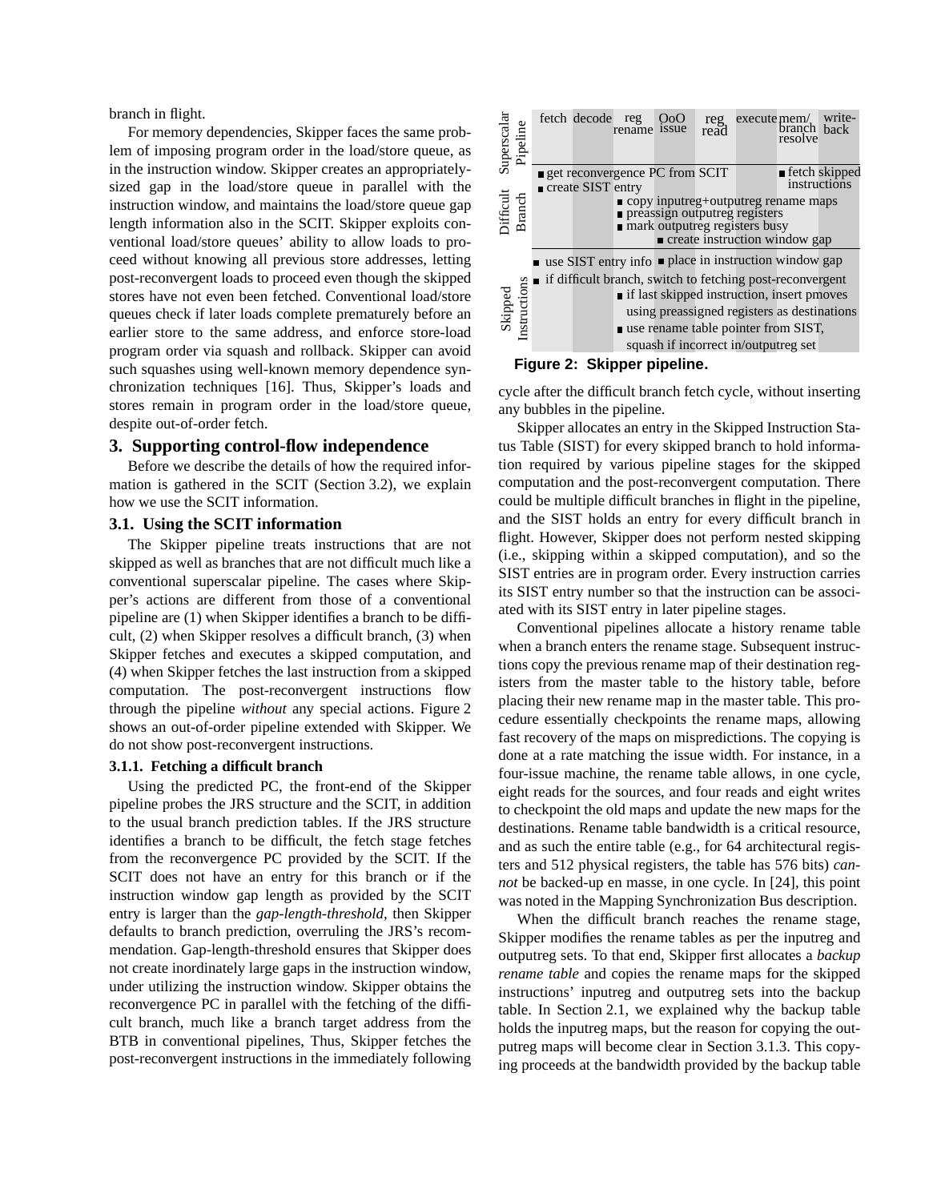branch in flight.

For memory dependencies, Skipper faces the same problem of imposing program order in the load/store queue, as in the instruction window. Skipper creates an appropriately-sized gap in the load/store queue in parallel with the instruction window, and maintains the load/store queue gap length information also in the SCIT. Skipper exploits conventional load/store queues' ability to allow loads to proceed without knowing all previous store addresses, letting post-reconvergent loads to proceed even though the skipped stores have not even been fetched. Conventional load/store queues check if later loads complete prematurely before an earlier store to the same address, and enforce store-load program order via squash and rollback. Skipper can avoid such squashes using well-known memory dependence synchronization techniques [16]. Thus, Skipper's loads and stores remain in program order in the load/store queue, despite out-of-order fetch.

## 3. Supporting control-flow independence

Before we describe the details of how the required information is gathered in the SCIT (Section 3.2), we explain how we use the SCIT information.

### 3.1. Using the SCIT information

The Skipper pipeline treats instructions that are not skipped as well as branches that are not difficult much like a conventional superscalar pipeline. The cases where Skipper's actions are different from those of a conventional pipeline are (1) when Skipper identifies a branch to be difficult, (2) when Skipper resolves a difficult branch, (3) when Skipper fetches and executes a skipped computation, and (4) when Skipper fetches the last instruction from a skipped computation. The post-reconvergent instructions flow through the pipeline *without* any special actions. Figure 2 shows an out-of-order pipeline extended with Skipper. We do not show post-reconvergent instructions.

#### 3.1.1. Fetching a difficult branch

Using the predicted PC, the front-end of the Skipper pipeline probes the JRS structure and the SCIT, in addition to the usual branch prediction tables. If the JRS structure identifies a branch to be difficult, the fetch stage fetches from the reconvergence PC provided by the SCIT. If the SCIT does not have an entry for this branch or if the instruction window gap length as provided by the SCIT entry is larger than the *gap-length-threshold,* then Skipper defaults to branch prediction, overruling the JRS's recommendation. Gap-length-threshold ensures that Skipper does not create inordinately large gaps in the instruction window, under utilizing the instruction window. Skipper obtains the reconvergence PC in parallel with the fetching of the difficult branch, much like a branch target address from the BTB in conventional pipelines, Thus, Skipper fetches the post-reconvergent instructions in the immediately following cycle after the difficult branch fetch cycle, without inserting any bubbles in the pipeline.

| | fetch | decode | reg rename | OoO issue | reg read | execute | mem/ branch resolve | write-back |
|---|---|---|---|---|---|---|---|---|
| Superscalar Pipeline | | | | | | | | |
| Difficult Branch | ■ get reconvergence PC from SCIT; ■ create SIST entry | | ■ copy inputreg+outputreg rename maps; ■ preassign outputreg registers; ■ mark outputreg registers busy | ■ create instruction window gap | | | ■ fetch skipped instructions | |
| Skipped Instructions | ■ use SIST entry info; ■ if difficult branch, switch to fetching post-reconvergent | | ■ if last skipped instruction, insert pmoves using preassigned registers as destinations; ■ use rename table pointer from SIST, squash if incorrect in/outputreg set | ■ place in instruction window gap | | | | |

**Figure 2: Skipper pipeline.**

Skipper allocates an entry in the Skipped Instruction Status Table (SIST) for every skipped branch to hold information required by various pipeline stages for the skipped computation and the post-reconvergent computation. There could be multiple difficult branches in flight in the pipeline, and the SIST holds an entry for every difficult branch in flight. However, Skipper does not perform nested skipping (i.e., skipping within a skipped computation), and so the SIST entries are in program order. Every instruction carries its SIST entry number so that the instruction can be associated with its SIST entry in later pipeline stages.

Conventional pipelines allocate a history rename table when a branch enters the rename stage. Subsequent instructions copy the previous rename map of their destination registers from the master table to the history table, before placing their new rename map in the master table. This procedure essentially checkpoints the rename maps, allowing fast recovery of the maps on mispredictions. The copying is done at a rate matching the issue width. For instance, in a four-issue machine, the rename table allows, in one cycle, eight reads for the sources, and four reads and eight writes to checkpoint the old maps and update the new maps for the destinations. Rename table bandwidth is a critical resource, and as such the entire table (e.g., for 64 architectural registers and 512 physical registers, the table has 576 bits) *cannot* be backed-up en masse, in one cycle. In [24], this point was noted in the Mapping Synchronization Bus description.

When the difficult branch reaches the rename stage, Skipper modifies the rename tables as per the inputreg and outputreg sets. To that end, Skipper first allocates a *backup rename table* and copies the rename maps for the skipped instructions' inputreg and outputreg sets into the backup table. In Section 2.1, we explained why the backup table holds the inputreg maps, but the reason for copying the outputreg maps will become clear in Section 3.1.3. This copying proceeds at the bandwidth provided by the backup table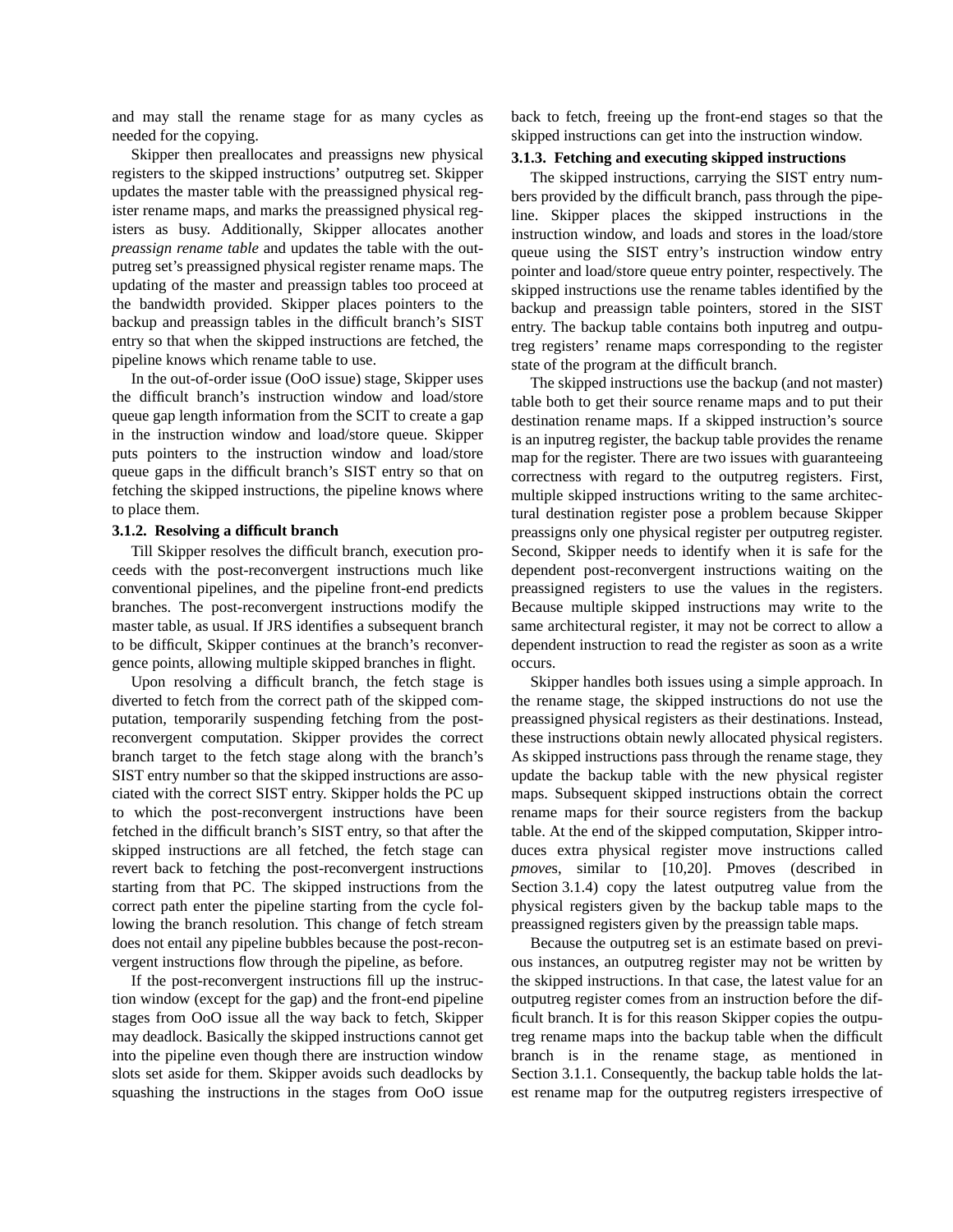and may stall the rename stage for as many cycles as needed for the copying.

Skipper then preallocates and preassigns new physical registers to the skipped instructions' outputreg set. Skipper updates the master table with the preassigned physical register rename maps, and marks the preassigned physical registers as busy. Additionally, Skipper allocates another *preassign rename table* and updates the table with the outputreg set's preassigned physical register rename maps. The updating of the master and preassign tables too proceed at the bandwidth provided. Skipper places pointers to the backup and preassign tables in the difficult branch's SIST entry so that when the skipped instructions are fetched, the pipeline knows which rename table to use.

In the out-of-order issue (OoO issue) stage, Skipper uses the difficult branch's instruction window and load/store queue gap length information from the SCIT to create a gap in the instruction window and load/store queue. Skipper puts pointers to the instruction window and load/store queue gaps in the difficult branch's SIST entry so that on fetching the skipped instructions, the pipeline knows where to place them.

#### 3.1.2. Resolving a difficult branch

Till Skipper resolves the difficult branch, execution proceeds with the post-reconvergent instructions much like conventional pipelines, and the pipeline front-end predicts branches. The post-reconvergent instructions modify the master table, as usual. If JRS identifies a subsequent branch to be difficult, Skipper continues at the branch's reconvergence points, allowing multiple skipped branches in flight.

Upon resolving a difficult branch, the fetch stage is diverted to fetch from the correct path of the skipped computation, temporarily suspending fetching from the post-reconvergent computation. Skipper provides the correct branch target to the fetch stage along with the branch's SIST entry number so that the skipped instructions are associated with the correct SIST entry. Skipper holds the PC up to which the post-reconvergent instructions have been fetched in the difficult branch's SIST entry, so that after the skipped instructions are all fetched, the fetch stage can revert back to fetching the post-reconvergent instructions starting from that PC. The skipped instructions from the correct path enter the pipeline starting from the cycle following the branch resolution. This change of fetch stream does not entail any pipeline bubbles because the post-reconvergent instructions flow through the pipeline, as before.

If the post-reconvergent instructions fill up the instruction window (except for the gap) and the front-end pipeline stages from OoO issue all the way back to fetch, Skipper may deadlock. Basically the skipped instructions cannot get into the pipeline even though there are instruction window slots set aside for them. Skipper avoids such deadlocks by squashing the instructions in the stages from OoO issue back to fetch, freeing up the front-end stages so that the skipped instructions can get into the instruction window.

#### 3.1.3. Fetching and executing skipped instructions

The skipped instructions, carrying the SIST entry numbers provided by the difficult branch, pass through the pipeline. Skipper places the skipped instructions in the instruction window, and loads and stores in the load/store queue using the SIST entry's instruction window entry pointer and load/store queue entry pointer, respectively. The skipped instructions use the rename tables identified by the backup and preassign table pointers, stored in the SIST entry. The backup table contains both inputreg and outputreg registers' rename maps corresponding to the register state of the program at the difficult branch.

The skipped instructions use the backup (and not master) table both to get their source rename maps and to put their destination rename maps. If a skipped instruction's source is an inputreg register, the backup table provides the rename map for the register. There are two issues with guaranteeing correctness with regard to the outputreg registers. First, multiple skipped instructions writing to the same architectural destination register pose a problem because Skipper preassigns only one physical register per outputreg register. Second, Skipper needs to identify when it is safe for the dependent post-reconvergent instructions waiting on the preassigned registers to use the values in the registers. Because multiple skipped instructions may write to the same architectural register, it may not be correct to allow a dependent instruction to read the register as soon as a write occurs.

Skipper handles both issues using a simple approach. In the rename stage, the skipped instructions do not use the preassigned physical registers as their destinations. Instead, these instructions obtain newly allocated physical registers. As skipped instructions pass through the rename stage, they update the backup table with the new physical register maps. Subsequent skipped instructions obtain the correct rename maps for their source registers from the backup table. At the end of the skipped computation, Skipper introduces extra physical register move instructions called *pmove*s, similar to [10,20]. Pmoves (described in Section 3.1.4) copy the latest outputreg value from the physical registers given by the backup table maps to the preassigned registers given by the preassign table maps.

Because the outputreg set is an estimate based on previous instances, an outputreg register may not be written by the skipped instructions. In that case, the latest value for an outputreg register comes from an instruction before the difficult branch. It is for this reason Skipper copies the outputreg rename maps into the backup table when the difficult branch is in the rename stage, as mentioned in Section 3.1.1. Consequently, the backup table holds the latest rename map for the outputreg registers irrespective of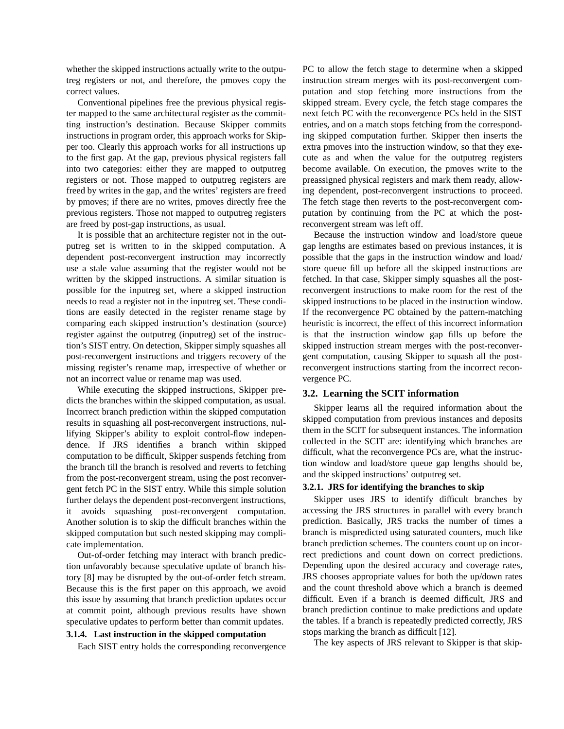whether the skipped instructions actually write to the outputreg registers or not, and therefore, the pmoves copy the correct values.

Conventional pipelines free the previous physical register mapped to the same architectural register as the committing instruction's destination. Because Skipper commits instructions in program order, this approach works for Skipper too. Clearly this approach works for all instructions up to the first gap. At the gap, previous physical registers fall into two categories: either they are mapped to outputreg registers or not. Those mapped to outputreg registers are freed by writes in the gap, and the writes' registers are freed by pmoves; if there are no writes, pmoves directly free the previous registers. Those not mapped to outputreg registers are freed by post-gap instructions, as usual.

It is possible that an architecture register not in the outputreg set is written to in the skipped computation. A dependent post-reconvergent instruction may incorrectly use a stale value assuming that the register would not be written by the skipped instructions. A similar situation is possible for the inputreg set, where a skipped instruction needs to read a register not in the inputreg set. These conditions are easily detected in the register rename stage by comparing each skipped instruction's destination (source) register against the outputreg (inputreg) set of the instruction's SIST entry. On detection, Skipper simply squashes all post-reconvergent instructions and triggers recovery of the missing register's rename map, irrespective of whether or not an incorrect value or rename map was used.

While executing the skipped instructions, Skipper predicts the branches within the skipped computation, as usual. Incorrect branch prediction within the skipped computation results in squashing all post-reconvergent instructions, nullifying Skipper's ability to exploit control-flow independence. If JRS identifies a branch within skipped computation to be difficult, Skipper suspends fetching from the branch till the branch is resolved and reverts to fetching from the post-reconvergent stream, using the post reconvergent fetch PC in the SIST entry. While this simple solution further delays the dependent post-reconvergent instructions, it avoids squashing post-reconvergent computation. Another solution is to skip the difficult branches within the skipped computation but such nested skipping may complicate implementation.

Out-of-order fetching may interact with branch prediction unfavorably because speculative update of branch history [8] may be disrupted by the out-of-order fetch stream. Because this is the first paper on this approach, we avoid this issue by assuming that branch prediction updates occur at commit point, although previous results have shown speculative updates to perform better than commit updates.

#### 3.1.4. Last instruction in the skipped computation

Each SIST entry holds the corresponding reconvergence PC to allow the fetch stage to determine when a skipped instruction stream merges with its post-reconvergent computation and stop fetching more instructions from the skipped stream. Every cycle, the fetch stage compares the next fetch PC with the reconvergence PCs held in the SIST entries, and on a match stops fetching from the corresponding skipped computation further. Skipper then inserts the extra pmoves into the instruction window, so that they execute as and when the value for the outputreg registers become available. On execution, the pmoves write to the preassigned physical registers and mark them ready, allowing dependent, post-reconvergent instructions to proceed. The fetch stage then reverts to the post-reconvergent computation by continuing from the PC at which the post-reconvergent stream was left off.

Because the instruction window and load/store queue gap lengths are estimates based on previous instances, it is possible that the gaps in the instruction window and load/store queue fill up before all the skipped instructions are fetched. In that case, Skipper simply squashes all the post-reconvergent instructions to make room for the rest of the skipped instructions to be placed in the instruction window. If the reconvergence PC obtained by the pattern-matching heuristic is incorrect, the effect of this incorrect information is that the instruction window gap fills up before the skipped instruction stream merges with the post-reconvergent computation, causing Skipper to squash all the post-reconvergent instructions starting from the incorrect reconvergence PC.

### 3.2. Learning the SCIT information

Skipper learns all the required information about the skipped computation from previous instances and deposits them in the SCIT for subsequent instances. The information collected in the SCIT are: identifying which branches are difficult, what the reconvergence PCs are, what the instruction window and load/store queue gap lengths should be, and the skipped instructions' outputreg set.

#### 3.2.1. JRS for identifying the branches to skip

Skipper uses JRS to identify difficult branches by accessing the JRS structures in parallel with every branch prediction. Basically, JRS tracks the number of times a branch is mispredicted using saturated counters, much like branch prediction schemes. The counters count up on incorrect predictions and count down on correct predictions. Depending upon the desired accuracy and coverage rates, JRS chooses appropriate values for both the up/down rates and the count threshold above which a branch is deemed difficult. Even if a branch is deemed difficult, JRS and branch prediction continue to make predictions and update the tables. If a branch is repeatedly predicted correctly, JRS stops marking the branch as difficult [12].

The key aspects of JRS relevant to Skipper is that skip-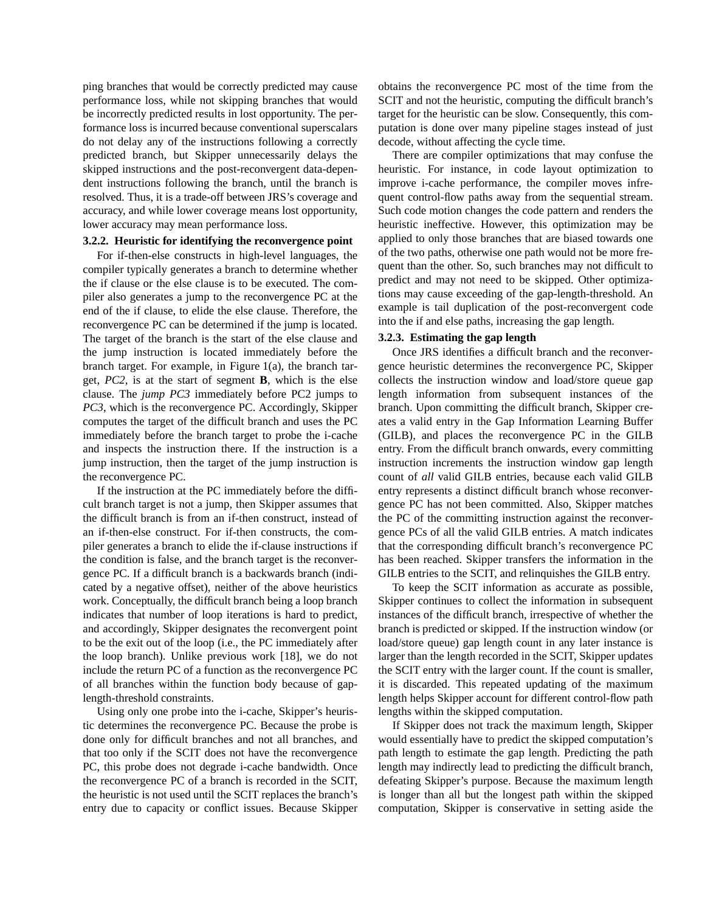ping branches that would be correctly predicted may cause performance loss, while not skipping branches that would be incorrectly predicted results in lost opportunity. The performance loss is incurred because conventional superscalars do not delay any of the instructions following a correctly predicted branch, but Skipper unnecessarily delays the skipped instructions and the post-reconvergent data-dependent instructions following the branch, until the branch is resolved. Thus, it is a trade-off between JRS's coverage and accuracy, and while lower coverage means lost opportunity, lower accuracy may mean performance loss.

### 3.2.2. Heuristic for identifying the reconvergence point

For if-then-else constructs in high-level languages, the compiler typically generates a branch to determine whether the if clause or the else clause is to be executed. The compiler also generates a jump to the reconvergence PC at the end of the if clause, to elide the else clause. Therefore, the reconvergence PC can be determined if the jump is located. The target of the branch is the start of the else clause and the jump instruction is located immediately before the branch target. For example, in Figure 1(a), the branch target, *PC2*, is at the start of segment **B**, which is the else clause. The *jump PC3* immediately before PC2 jumps to *PC3*, which is the reconvergence PC. Accordingly, Skipper computes the target of the difficult branch and uses the PC immediately before the branch target to probe the i-cache and inspects the instruction there. If the instruction is a jump instruction, then the target of the jump instruction is the reconvergence PC.

If the instruction at the PC immediately before the difficult branch target is not a jump, then Skipper assumes that the difficult branch is from an if-then construct, instead of an if-then-else construct. For if-then constructs, the compiler generates a branch to elide the if-clause instructions if the condition is false, and the branch target is the reconvergence PC. If a difficult branch is a backwards branch (indicated by a negative offset), neither of the above heuristics work. Conceptually, the difficult branch being a loop branch indicates that number of loop iterations is hard to predict, and accordingly, Skipper designates the reconvergent point to be the exit out of the loop (i.e., the PC immediately after the loop branch). Unlike previous work [18], we do not include the return PC of a function as the reconvergence PC of all branches within the function body because of gap-length-threshold constraints.

Using only one probe into the i-cache, Skipper's heuristic determines the reconvergence PC. Because the probe is done only for difficult branches and not all branches, and that too only if the SCIT does not have the reconvergence PC, this probe does not degrade i-cache bandwidth. Once the reconvergence PC of a branch is recorded in the SCIT, the heuristic is not used until the SCIT replaces the branch's entry due to capacity or conflict issues. Because Skipper obtains the reconvergence PC most of the time from the SCIT and not the heuristic, computing the difficult branch's target for the heuristic can be slow. Consequently, this computation is done over many pipeline stages instead of just decode, without affecting the cycle time.

There are compiler optimizations that may confuse the heuristic. For instance, in code layout optimization to improve i-cache performance, the compiler moves infrequent control-flow paths away from the sequential stream. Such code motion changes the code pattern and renders the heuristic ineffective. However, this optimization may be applied to only those branches that are biased towards one of the two paths, otherwise one path would not be more frequent than the other. So, such branches may not difficult to predict and may not need to be skipped. Other optimizations may cause exceeding of the gap-length-threshold. An example is tail duplication of the post-reconvergent code into the if and else paths, increasing the gap length.

### 3.2.3. Estimating the gap length

Once JRS identifies a difficult branch and the reconvergence heuristic determines the reconvergence PC, Skipper collects the instruction window and load/store queue gap length information from subsequent instances of the branch. Upon committing the difficult branch, Skipper creates a valid entry in the Gap Information Learning Buffer (GILB), and places the reconvergence PC in the GILB entry. From the difficult branch onwards, every committing instruction increments the instruction window gap length count of *all* valid GILB entries, because each valid GILB entry represents a distinct difficult branch whose reconvergence PC has not been committed. Also, Skipper matches the PC of the committing instruction against the reconvergence PCs of all the valid GILB entries. A match indicates that the corresponding difficult branch's reconvergence PC has been reached. Skipper transfers the information in the GILB entries to the SCIT, and relinquishes the GILB entry.

To keep the SCIT information as accurate as possible, Skipper continues to collect the information in subsequent instances of the difficult branch, irrespective of whether the branch is predicted or skipped. If the instruction window (or load/store queue) gap length count in any later instance is larger than the length recorded in the SCIT, Skipper updates the SCIT entry with the larger count. If the count is smaller, it is discarded. This repeated updating of the maximum length helps Skipper account for different control-flow path lengths within the skipped computation.

If Skipper does not track the maximum length, Skipper would essentially have to predict the skipped computation's path length to estimate the gap length. Predicting the path length may indirectly lead to predicting the difficult branch, defeating Skipper's purpose. Because the maximum length is longer than all but the longest path within the skipped computation, Skipper is conservative in setting aside the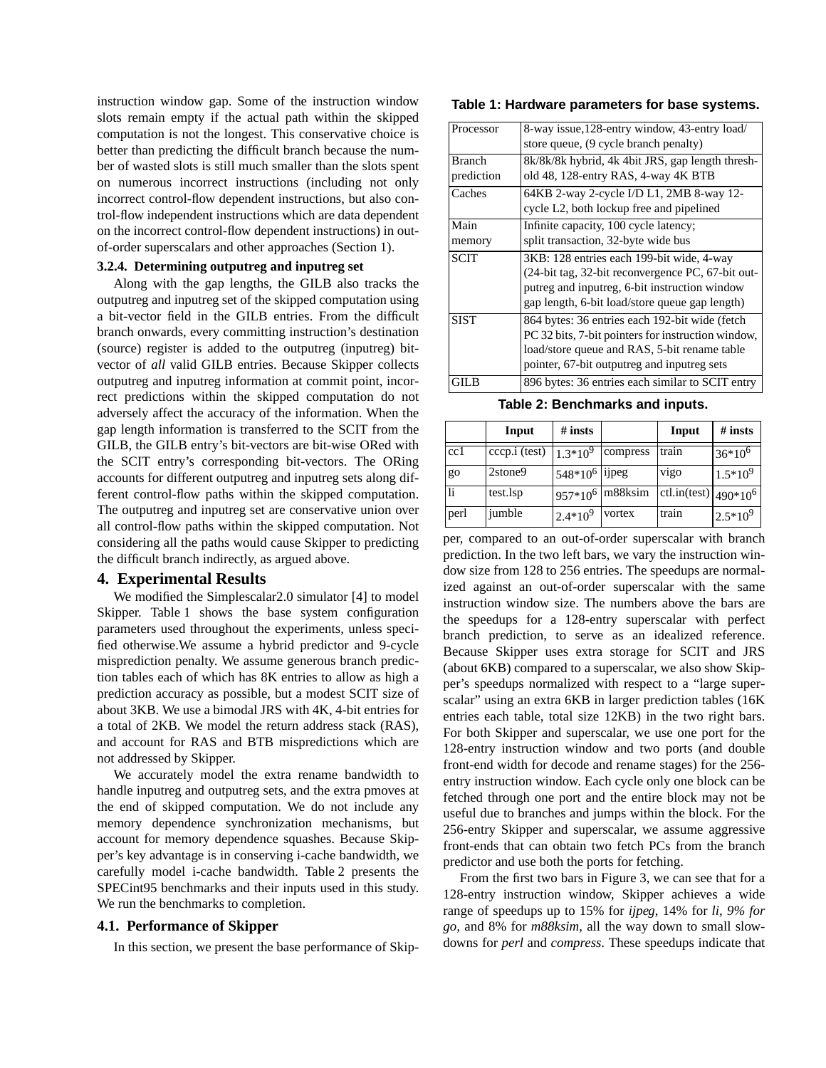instruction window gap. Some of the instruction window slots remain empty if the actual path within the skipped computation is not the longest. This conservative choice is better than predicting the difficult branch because the number of wasted slots is still much smaller than the slots spent on numerous incorrect instructions (including not only incorrect control-flow dependent instructions, but also control-flow independent instructions which are data dependent on the incorrect control-flow dependent instructions) in out-of-order superscalars and other approaches (Section 1).

#### 3.2.4. Determining outputreg and inputreg set

Along with the gap lengths, the GILB also tracks the outputreg and inputreg set of the skipped computation using a bit-vector field in the GILB entries. From the difficult branch onwards, every committing instruction's destination (source) register is added to the outputreg (inputreg) bit-vector of *all* valid GILB entries. Because Skipper collects outputreg and inputreg information at commit point, incorrect predictions within the skipped computation do not adversely affect the accuracy of the information. When the gap length information is transferred to the SCIT from the GILB, the GILB entry's bit-vectors are bit-wise ORed with the SCIT entry's corresponding bit-vectors. The ORing accounts for different outputreg and inputreg sets along different control-flow paths within the skipped computation. The outputreg and inputreg set are conservative union over all control-flow paths within the skipped computation. Not considering all the paths would cause Skipper to predicting the difficult branch indirectly, as argued above.

## 4. Experimental Results

We modified the Simplescalar2.0 simulator [4] to model Skipper. Table 1 shows the base system configuration parameters used throughout the experiments, unless specified otherwise.We assume a hybrid predictor and 9-cycle misprediction penalty. We assume generous branch prediction tables each of which has 8K entries to allow as high a prediction accuracy as possible, but a modest SCIT size of about 3KB. We use a bimodal JRS with 4K, 4-bit entries for a total of 2KB. We model the return address stack (RAS), and account for RAS and BTB mispredictions which are not addressed by Skipper.

We accurately model the extra rename bandwidth to handle inputreg and outputreg sets, and the extra pmoves at the end of skipped computation. We do not include any memory dependence synchronization mechanisms, but account for memory dependence squashes. Because Skipper's key advantage is in conserving i-cache bandwidth, we carefully model i-cache bandwidth. Table 2 presents the SPECint95 benchmarks and their inputs used in this study. We run the benchmarks to completion.

**Table 1: Hardware parameters for base systems.**

| | |
|---|---|
| Processor | 8-way issue,128-entry window, 43-entry load/store queue, (9 cycle branch penalty) |
| Branch prediction | 8k/8k/8k hybrid, 4k 4bit JRS, gap length threshold 48, 128-entry RAS, 4-way 4K BTB |
| Caches | 64KB 2-way 2-cycle I/D L1, 2MB 8-way 12-cycle L2, both lockup free and pipelined |
| Main memory | Infinite capacity, 100 cycle latency; split transaction, 32-byte wide bus |
| SCIT | 3KB: 128 entries each 199-bit wide, 4-way (24-bit tag, 32-bit reconvergence PC, 67-bit outputreg and inputreg, 6-bit instruction window gap length, 6-bit load/store queue gap length) |
| SIST | 864 bytes: 36 entries each 192-bit wide (fetch PC 32 bits, 7-bit pointers for instruction window, load/store queue and RAS, 5-bit rename table pointer, 67-bit outputreg and inputreg sets |
| GILB | 896 bytes: 36 entries each similar to SCIT entry |

**Table 2: Benchmarks and inputs.**

| | Input | # insts | | Input | # insts |
|---|---|---|---|---|---|
| cc1 | cccp.i (test) | $1.3*10^9$ | compress | train | $36*10^6$ |
| go | 2stone9 | $548*10^6$ | ijpeg | vigo | $1.5*10^9$ |
| li | test.lsp | $957*10^6$ | m88ksim | ctl.in(test) | $490*10^6$ |
| perl | jumble | $2.4*10^9$ | vortex | train | $2.5*10^9$ |

### 4.1. Performance of Skipper

In this section, we present the base performance of Skipper, compared to an out-of-order superscalar with branch prediction. In the two left bars, we vary the instruction window size from 128 to 256 entries. The speedups are normalized against an out-of-order superscalar with the same instruction window size. The numbers above the bars are the speedups for a 128-entry superscalar with perfect branch prediction, to serve as an idealized reference. Because Skipper uses extra storage for SCIT and JRS (about 6KB) compared to a superscalar, we also show Skipper's speedups normalized with respect to a "large superscalar" using an extra 6KB in larger prediction tables (16K entries each table, total size 12KB) in the two right bars. For both Skipper and superscalar, we use one port for the 128-entry instruction window and two ports (and double front-end width for decode and rename stages) for the 256-entry instruction window. Each cycle only one block can be fetched through one port and the entire block may not be useful due to branches and jumps within the block. For the 256-entry Skipper and superscalar, we assume aggressive front-ends that can obtain two fetch PCs from the branch predictor and use both the ports for fetching.

From the first two bars in Figure 3, we can see that for a 128-entry instruction window, Skipper achieves a wide range of speedups up to 15% for *ijpeg*, 14% for *li*, *9% for go*, and 8% for *m88ksim*, all the way down to small slowdowns for *perl* and *compress*. These speedups indicate that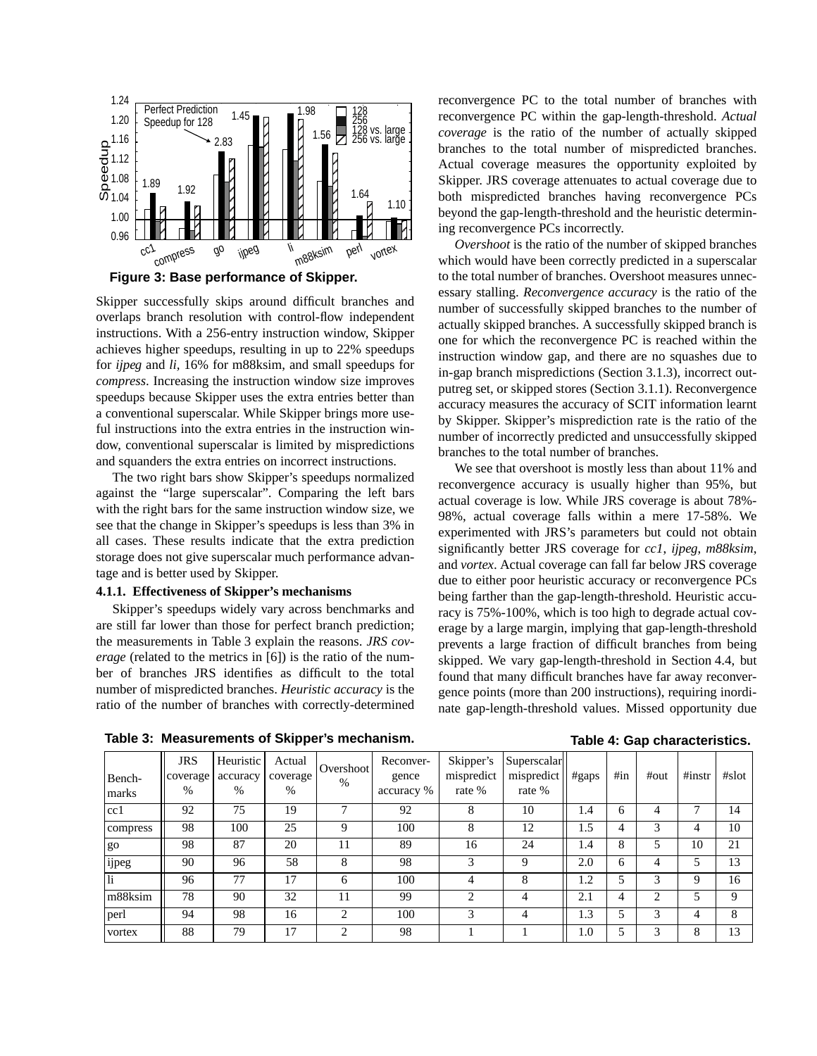**Figure 3: Base performance of Skipper.**

Skipper successfully skips around difficult branches and overlaps branch resolution with control-flow independent instructions. With a 256-entry instruction window, Skipper achieves higher speedups, resulting in up to 22% speedups for *ijpeg* and *li*, 16% for m88ksim, and small speedups for *compress*. Increasing the instruction window size improves speedups because Skipper uses the extra entries better than a conventional superscalar. While Skipper brings more useful instructions into the extra entries in the instruction window, conventional superscalar is limited by mispredictions and squanders the extra entries on incorrect instructions.

The two right bars show Skipper's speedups normalized against the "large superscalar". Comparing the left bars with the right bars for the same instruction window size, we see that the change in Skipper's speedups is less than 3% in all cases. These results indicate that the extra prediction storage does not give superscalar much performance advantage and is better used by Skipper.

#### 4.1.1. Effectiveness of Skipper's mechanisms

Skipper's speedups widely vary across benchmarks and are still far lower than those for perfect branch prediction; the measurements in Table 3 explain the reasons. *JRS coverage* (related to the metrics in [6]) is the ratio of the number of branches JRS identifies as difficult to the total number of mispredicted branches. *Heuristic accuracy* is the ratio of the number of branches with correctly-determined reconvergence PC to the total number of branches with reconvergence PC within the gap-length-threshold. *Actual coverage* is the ratio of the number of actually skipped branches to the total number of mispredicted branches. Actual coverage measures the opportunity exploited by Skipper. JRS coverage attenuates to actual coverage due to both mispredicted branches having reconvergence PCs beyond the gap-length-threshold and the heuristic determining reconvergence PCs incorrectly.

*Overshoot* is the ratio of the number of skipped branches which would have been correctly predicted in a superscalar to the total number of branches. Overshoot measures unnecessary stalling. *Reconvergence accuracy* is the ratio of the number of successfully skipped branches to the number of actually skipped branches. A successfully skipped branch is one for which the reconvergence PC is reached within the instruction window gap, and there are no squashes due to in-gap branch mispredictions (Section 3.1.3), incorrect outputreg set, or skipped stores (Section 3.1.1). Reconvergence accuracy measures the accuracy of SCIT information learnt by Skipper. Skipper's misprediction rate is the ratio of the number of incorrectly predicted and unsuccessfully skipped branches to the total number of branches.

We see that overshoot is mostly less than about 11% and reconvergence accuracy is usually higher than 95%, but actual coverage is low. While JRS coverage is about 78%-98%, actual coverage falls within a mere 17-58%. We experimented with JRS's parameters but could not obtain significantly better JRS coverage for *cc1, ijpeg, m88ksim*, and *vortex*. Actual coverage can fall far below JRS coverage due to either poor heuristic accuracy or reconvergence PCs being farther than the gap-length-threshold. Heuristic accuracy is 75%-100%, which is too high to degrade actual coverage by a large margin, implying that gap-length-threshold prevents a large fraction of difficult branches from being skipped. We vary gap-length-threshold in Section 4.4, but found that many difficult branches have far away reconvergence points (more than 200 instructions), requiring inordinate gap-length-threshold values. Missed opportunity due

**Table 3: Measurements of Skipper's mechanism.** / **Table 4: Gap characteristics.**

| Bench-marks | JRS coverage % | Heuristic accuracy % | Actual coverage % | Overshoot % | Reconver-gence accuracy % | Skipper's mispredict rate % | Superscalar mispredict rate % | #gaps | #in | #out | #instr | #slot |
|---|---|---|---|---|---|---|---|---|---|---|---|---|
| cc1 | 92 | 75 | 19 | 7 | 92 | 8 | 10 | 1.4 | 6 | 4 | 7 | 14 |
| compress | 98 | 100 | 25 | 9 | 100 | 8 | 12 | 1.5 | 4 | 3 | 4 | 10 |
| go | 98 | 87 | 20 | 11 | 89 | 16 | 24 | 1.4 | 8 | 5 | 10 | 21 |
| ijpeg | 90 | 96 | 58 | 8 | 98 | 3 | 9 | 2.0 | 6 | 4 | 5 | 13 |
| li | 96 | 77 | 17 | 6 | 100 | 4 | 8 | 1.2 | 5 | 3 | 9 | 16 |
| m88ksim | 78 | 90 | 32 | 11 | 99 | 2 | 4 | 2.1 | 4 | 2 | 5 | 9 |
| perl | 94 | 98 | 16 | 2 | 100 | 3 | 4 | 1.3 | 5 | 3 | 4 | 8 |
| vortex | 88 | 79 | 17 | 2 | 98 | 1 | 1 | 1.0 | 5 | 3 | 8 | 13 |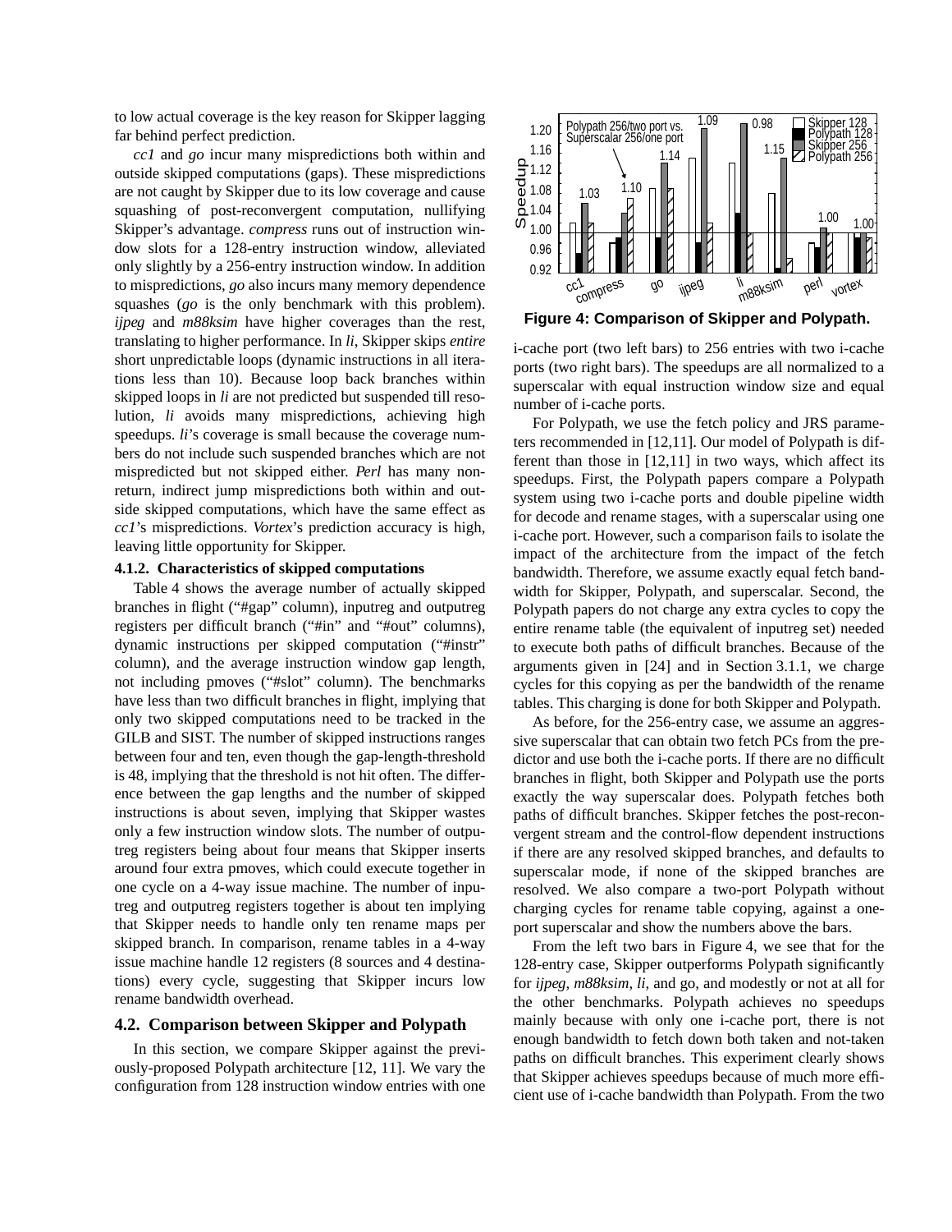to low actual coverage is the key reason for Skipper lagging far behind perfect prediction.

*cc1* and *go* incur many mispredictions both within and outside skipped computations (gaps). These mispredictions are not caught by Skipper due to its low coverage and cause squashing of post-reconvergent computation, nullifying Skipper's advantage. *compress* runs out of instruction window slots for a 128-entry instruction window, alleviated only slightly by a 256-entry instruction window. In addition to mispredictions, *go* also incurs many memory dependence squashes (*go* is the only benchmark with this problem). *ijpeg* and *m88ksim* have higher coverages than the rest, translating to higher performance. In *li*, Skipper skips *entire* short unpredictable loops (dynamic instructions in all iterations less than 10). Because loop back branches within skipped loops in *li* are not predicted but suspended till resolution, *li* avoids many mispredictions, achieving high speedups. *li*'s coverage is small because the coverage numbers do not include such suspended branches which are not mispredicted but not skipped either. *Perl* has many non-return, indirect jump mispredictions both within and outside skipped computations, which have the same effect as *cc1*'s mispredictions. *Vortex*'s prediction accuracy is high, leaving little opportunity for Skipper.

### 4.1.2. Characteristics of skipped computations

Table 4 shows the average number of actually skipped branches in flight ("#gap" column), inputreg and outputreg registers per difficult branch ("#in" and "#out" columns), dynamic instructions per skipped computation ("#instr" column), and the average instruction window gap length, not including pmoves ("#slot" column). The benchmarks have less than two difficult branches in flight, implying that only two skipped computations need to be tracked in the GILB and SIST. The number of skipped instructions ranges between four and ten, even though the gap-length-threshold is 48, implying that the threshold is not hit often. The difference between the gap lengths and the number of skipped instructions is about seven, implying that Skipper wastes only a few instruction window slots. The number of outputreg registers being about four means that Skipper inserts around four extra pmoves, which could execute together in one cycle on a 4-way issue machine. The number of inputreg and outputreg registers together is about ten implying that Skipper needs to handle only ten rename maps per skipped branch. In comparison, rename tables in a 4-way issue machine handle 12 registers (8 sources and 4 destinations) every cycle, suggesting that Skipper incurs low rename bandwidth overhead.

## 4.2. Comparison between Skipper and Polypath

In this section, we compare Skipper against the previously-proposed Polypath architecture [12, 11]. We vary the configuration from 128 instruction window entries with one i-cache port (two left bars) to 256 entries with two i-cache ports (two right bars). The speedups are all normalized to a superscalar with equal instruction window size and equal number of i-cache ports.

**Figure 4: Comparison of Skipper and Polypath.**

For Polypath, we use the fetch policy and JRS parameters recommended in [12,11]. Our model of Polypath is different than those in [12,11] in two ways, which affect its speedups. First, the Polypath papers compare a Polypath system using two i-cache ports and double pipeline width for decode and rename stages, with a superscalar using one i-cache port. However, such a comparison fails to isolate the impact of the architecture from the impact of the fetch bandwidth. Therefore, we assume exactly equal fetch bandwidth for Skipper, Polypath, and superscalar. Second, the Polypath papers do not charge any extra cycles to copy the entire rename table (the equivalent of inputreg set) needed to execute both paths of difficult branches. Because of the arguments given in [24] and in Section 3.1.1, we charge cycles for this copying as per the bandwidth of the rename tables. This charging is done for both Skipper and Polypath.

As before, for the 256-entry case, we assume an aggressive superscalar that can obtain two fetch PCs from the predictor and use both the i-cache ports. If there are no difficult branches in flight, both Skipper and Polypath use the ports exactly the way superscalar does. Polypath fetches both paths of difficult branches. Skipper fetches the post-reconvergent stream and the control-flow dependent instructions if there are any resolved skipped branches, and defaults to superscalar mode, if none of the skipped branches are resolved. We also compare a two-port Polypath without charging cycles for rename table copying, against a one-port superscalar and show the numbers above the bars.

From the left two bars in Figure 4, we see that for the 128-entry case, Skipper outperforms Polypath significantly for *ijpeg*, *m88ksim*, *li*, and go, and modestly or not at all for the other benchmarks. Polypath achieves no speedups mainly because with only one i-cache port, there is not enough bandwidth to fetch down both taken and not-taken paths on difficult branches. This experiment clearly shows that Skipper achieves speedups because of much more efficient use of i-cache bandwidth than Polypath. From the two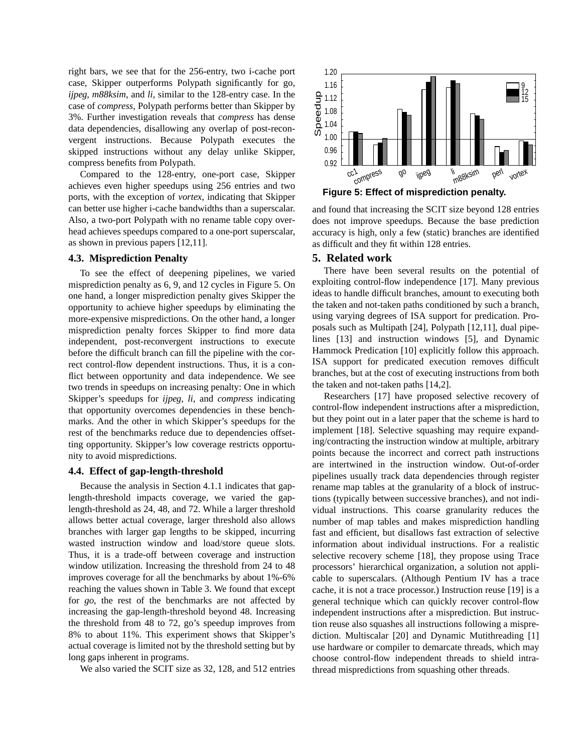right bars, we see that for the 256-entry, two i-cache port case, Skipper outperforms Polypath significantly for go, *ijpeg*, *m88ksim*, and *li*, similar to the 128-entry case. In the case of *compress*, Polypath performs better than Skipper by 3%. Further investigation reveals that *compress* has dense data dependencies, disallowing any overlap of post-reconvergent instructions. Because Polypath executes the skipped instructions without any delay unlike Skipper, compress benefits from Polypath.

Compared to the 128-entry, one-port case, Skipper achieves even higher speedups using 256 entries and two ports, with the exception of *vortex*, indicating that Skipper can better use higher i-cache bandwidths than a superscalar. Also, a two-port Polypath with no rename table copy overhead achieves speedups compared to a one-port superscalar, as shown in previous papers [12,11].

### 4.3. Misprediction Penalty

To see the effect of deepening pipelines, we varied misprediction penalty as 6, 9, and 12 cycles in Figure 5. On one hand, a longer misprediction penalty gives Skipper the opportunity to achieve higher speedups by eliminating the more-expensive mispredictions. On the other hand, a longer misprediction penalty forces Skipper to find more data independent, post-reconvergent instructions to execute before the difficult branch can fill the pipeline with the correct control-flow dependent instructions. Thus, it is a conflict between opportunity and data independence. We see two trends in speedups on increasing penalty: One in which Skipper's speedups for *ijpeg*, *li*, and *compress* indicating that opportunity overcomes dependencies in these benchmarks. And the other in which Skipper's speedups for the rest of the benchmarks reduce due to dependencies offsetting opportunity. Skipper's low coverage restricts opportunity to avoid mispredictions.

### 4.4. Effect of gap-length-threshold

Because the analysis in Section 4.1.1 indicates that gap-length-threshold impacts coverage, we varied the gap-length-threshold as 24, 48, and 72. While a larger threshold allows better actual coverage, larger threshold also allows branches with larger gap lengths to be skipped, incurring wasted instruction window and load/store queue slots. Thus, it is a trade-off between coverage and instruction window utilization. Increasing the threshold from 24 to 48 improves coverage for all the benchmarks by about 1%-6% reaching the values shown in Table 3. We found that except for *go*, the rest of the benchmarks are not affected by increasing the gap-length-threshold beyond 48. Increasing the threshold from 48 to 72, go's speedup improves from 8% to about 11%. This experiment shows that Skipper's actual coverage is limited not by the threshold setting but by long gaps inherent in programs.

We also varied the SCIT size as 32, 128, and 512 entries and found that increasing the SCIT size beyond 128 entries does not improve speedups. Because the base prediction accuracy is high, only a few (static) branches are identified as difficult and they fit within 128 entries.

**Figure 5: Effect of misprediction penalty.**

## 5. Related work

There have been several results on the potential of exploiting control-flow independence [17]. Many previous ideas to handle difficult branches, amount to executing both the taken and not-taken paths conditioned by such a branch, using varying degrees of ISA support for predication. Proposals such as Multipath [24], Polypath [12,11], dual pipelines [13] and instruction windows [5], and Dynamic Hammock Predication [10] explicitly follow this approach. ISA support for predicated execution removes difficult branches, but at the cost of executing instructions from both the taken and not-taken paths [14,2].

Researchers [17] have proposed selective recovery of control-flow independent instructions after a misprediction, but they point out in a later paper that the scheme is hard to implement [18]. Selective squashing may require expanding/contracting the instruction window at multiple, arbitrary points because the incorrect and correct path instructions are intertwined in the instruction window. Out-of-order pipelines usually track data dependencies through register rename map tables at the granularity of a block of instructions (typically between successive branches), and not individual instructions. This coarse granularity reduces the number of map tables and makes misprediction handling fast and efficient, but disallows fast extraction of selective information about individual instructions. For a realistic selective recovery scheme [18], they propose using Trace processors' hierarchical organization, a solution not applicable to superscalars. (Although Pentium IV has a trace cache, it is not a trace processor.) Instruction reuse [19] is a general technique which can quickly recover control-flow independent instructions after a misprediction. But instruction reuse also squashes all instructions following a misprediction. Multiscalar [20] and Dynamic Mutithreading [1] use hardware or compiler to demarcate threads, which may choose control-flow independent threads to shield intra-thread mispredictions from squashing other threads.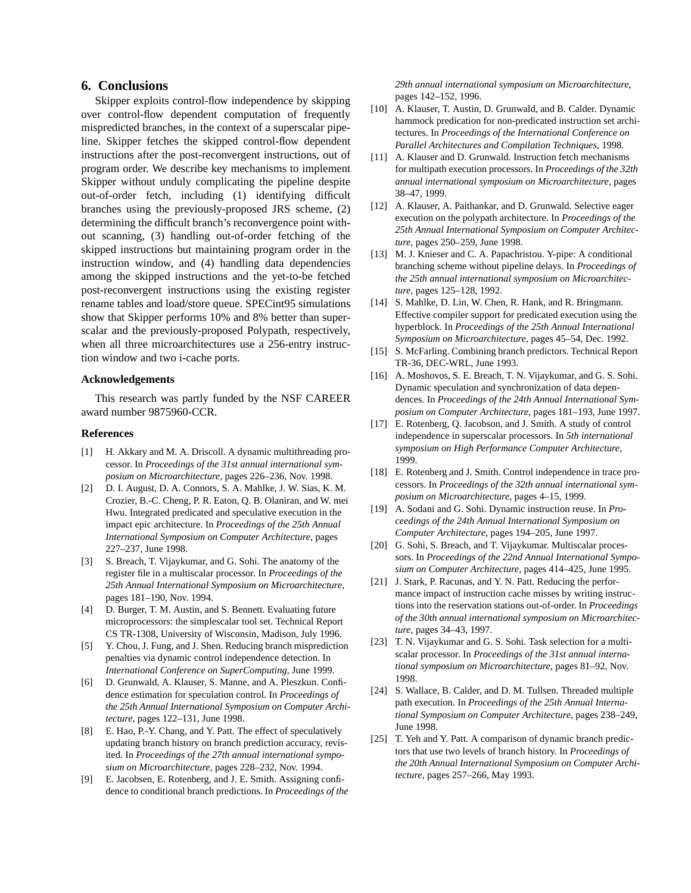## 6. Conclusions

Skipper exploits control-flow independence by skipping over control-flow dependent computation of frequently mispredicted branches, in the context of a superscalar pipeline. Skipper fetches the skipped control-flow dependent instructions after the post-reconvergent instructions, out of program order. We describe key mechanisms to implement Skipper without unduly complicating the pipeline despite out-of-order fetch, including (1) identifying difficult branches using the previously-proposed JRS scheme, (2) determining the difficult branch's reconvergence point without scanning, (3) handling out-of-order fetching of the skipped instructions but maintaining program order in the instruction window, and (4) handling data dependencies among the skipped instructions and the yet-to-be fetched post-reconvergent instructions using the existing register rename tables and load/store queue. SPECint95 simulations show that Skipper performs 10% and 8% better than superscalar and the previously-proposed Polypath, respectively, when all three microarchitectures use a 256-entry instruction window and two i-cache ports.

### Acknowledgements

This research was partly funded by the NSF CAREER award number 9875960-CCR.

### References

[1] H. Akkary and M. A. Driscoll. A dynamic multithreading processor. In *Proceedings of the 31st annual international symposium on Microarchitecture*, pages 226–236, Nov. 1998.

[2] D. I. August, D. A. Connors, S. A. Mahlke, J. W. Sias, K. M. Crozier, B.-C. Cheng, P. R. Eaton, Q. B. Olaniran, and W. mei Hwu. Integrated predicated and speculative execution in the impact epic architecture. In *Proceedings of the 25th Annual International Symposium on Computer Architecture*, pages 227–237, June 1998.

[3] S. Breach, T. Vijaykumar, and G. Sohi. The anatomy of the register file in a multiscalar processor. In *Proceedings of the 25th Annual International Symposium on Microarchitecture*, pages 181–190, Nov. 1994.

[4] D. Burger, T. M. Austin, and S. Bennett. Evaluating future microprocessors: the simplescalar tool set. Technical Report CS TR-1308, University of Wisconsin, Madison, July 1996.

[5] Y. Chou, J. Fung, and J. Shen. Reducing branch misprediction penalties via dynamic control independence detection. In *International Conference on SuperComputing*, June 1999.

[6] D. Grunwald, A. Klauser, S. Manne, and A. Pleszkun. Confidence estimation for speculation control. In *Proceedings of the 25th Annual International Symposium on Computer Architecture*, pages 122–131, June 1998.

[8] E. Hao, P.-Y. Chang, and Y. Patt. The effect of speculatively updating branch history on branch prediction accuracy, revisited. In *Proceedings of the 27th annual international symposium on Microarchitecture*, pages 228–232, Nov. 1994.

[9] E. Jacobsen, E. Rotenberg, and J. E. Smith. Assigning confidence to conditional branch predictions. In *Proceedings of the 29th annual international symposium on Microarchitecture*, pages 142–152, 1996.

[10] A. Klauser, T. Austin, D. Grunwald, and B. Calder. Dynamic hammock predication for non-predicated instruction set architectures. In *Proceedings of the International Conference on Parallel Architectures and Compilation Techniques*, 1998.

[11] A. Klauser and D. Grunwald. Instruction fetch mechanisms for multipath execution processors. In *Proceedings of the 32th annual international symposium on Microarchitecture*, pages 38–47, 1999.

[12] A. Klauser, A. Paithankar, and D. Grunwald. Selective eager execution on the polypath architecture. In *Proceedings of the 25th Annual International Symposium on Computer Architecture*, pages 250–259, June 1998.

[13] M. J. Knieser and C. A. Papachristou. Y-pipe: A conditional branching scheme without pipeline delays. In *Proceedings of the 25th annual international symposium on Microarchitecture*, pages 125–128, 1992.

[14] S. Mahlke, D. Lin, W. Chen, R. Hank, and R. Bringmann. Effective compiler support for predicated execution using the hyperblock. In *Proceedings of the 25th Annual International Symposium on Microarchitecture*, pages 45–54, Dec. 1992.

[15] S. McFarling. Combining branch predictors. Technical Report TR-36, DEC-WRL, June 1993.

[16] A. Moshovos, S. E. Breach, T. N. Vijaykumar, and G. S. Sohi. Dynamic speculation and synchronization of data dependences. In *Proceedings of the 24th Annual International Symposium on Computer Architecture*, pages 181–193, June 1997.

[17] E. Rotenberg, Q. Jacobson, and J. Smith. A study of control independence in superscalar processors. In *5th international symposium on High Performance Computer Architecture*, 1999.

[18] E. Rotenberg and J. Smith. Control independence in trace processors. In *Proceedings of the 32th annual international symposium on Microarchitecture*, pages 4–15, 1999.

[19] A. Sodani and G. Sohi. Dynamic instruction reuse. In *Proceedings of the 24th Annual International Symposium on Computer Architecture*, pages 194–205, June 1997.

[20] G. Sohi, S. Breach, and T. Vijaykumar. Multiscalar processors. In *Proceedings of the 22nd Annual International Symposium on Computer Architecture*, pages 414–425, June 1995.

[21] J. Stark, P. Racunas, and Y. N. Patt. Reducing the performance impact of instruction cache misses by writing instructions into the reservation stations out-of-order. In *Proceedings of the 30th annual international symposium on Microarchitecture*, pages 34–43, 1997.

[23] T. N. Vijaykumar and G. S. Sohi. Task selection for a multiscalar processor. In *Proceedings of the 31st annual international symposium on Microarchitecture*, pages 81–92, Nov. 1998.

[24] S. Wallace, B. Calder, and D. M. Tullsen. Threaded multiple path execution. In *Proceedings of the 25th Annual International Symposium on Computer Architecture*, pages 238–249, June 1998.

[25] T. Yeh and Y. Patt. A comparison of dynamic branch predictors that use two levels of branch history. In *Proceedings of the 20th Annual International Symposium on Computer Architecture*, pages 257–266, May 1993.